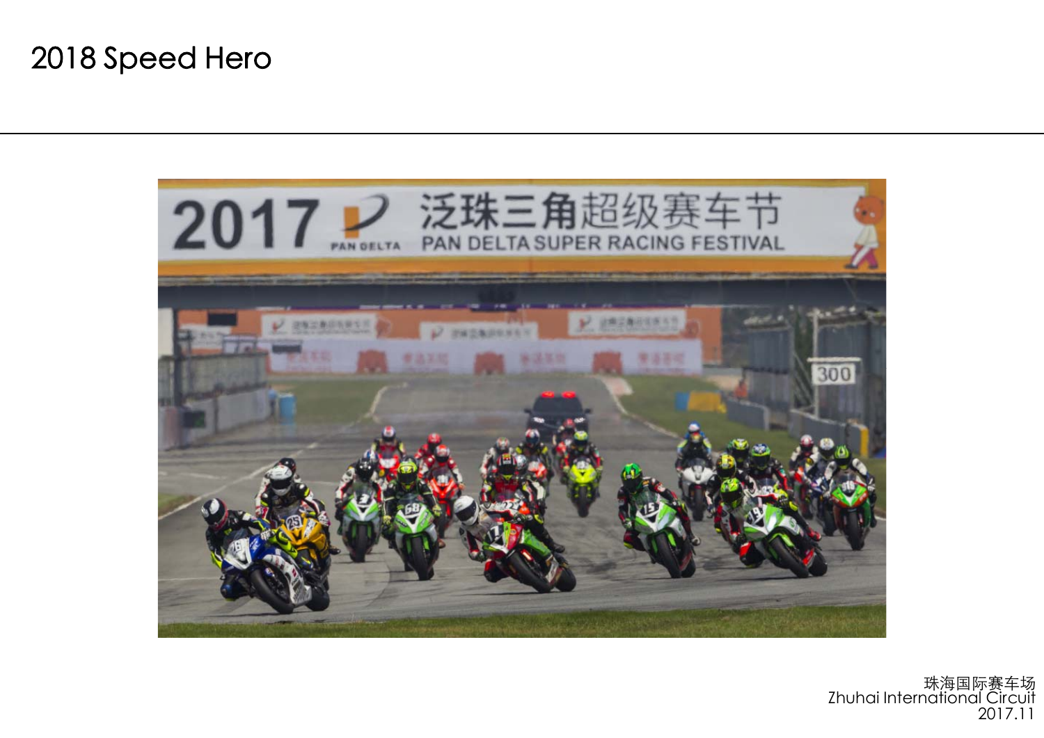# 2018 Speed Hero

珠海国际赛车场
Zhuhai International Circuit
2017.11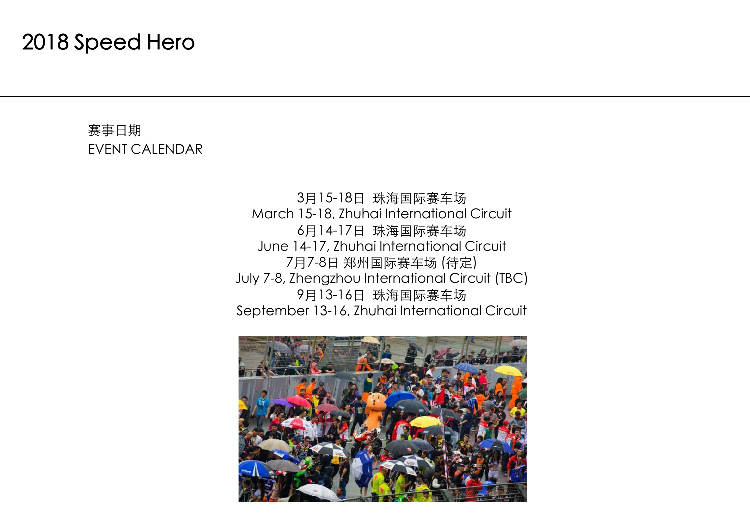# 2018 Speed Hero

## 赛事日期
## EVENT CALENDAR

3月15-18日  珠海国际赛车场
March 15-18, Zhuhai International Circuit
6月14-17日  珠海国际赛车场
June 14-17, Zhuhai International Circuit
7月7-8日 郑州国际赛车场 (待定)
July 7-8, Zhengzhou International Circuit (TBC)
9月13-16日  珠海国际赛车场
September 13-16, Zhuhai International Circuit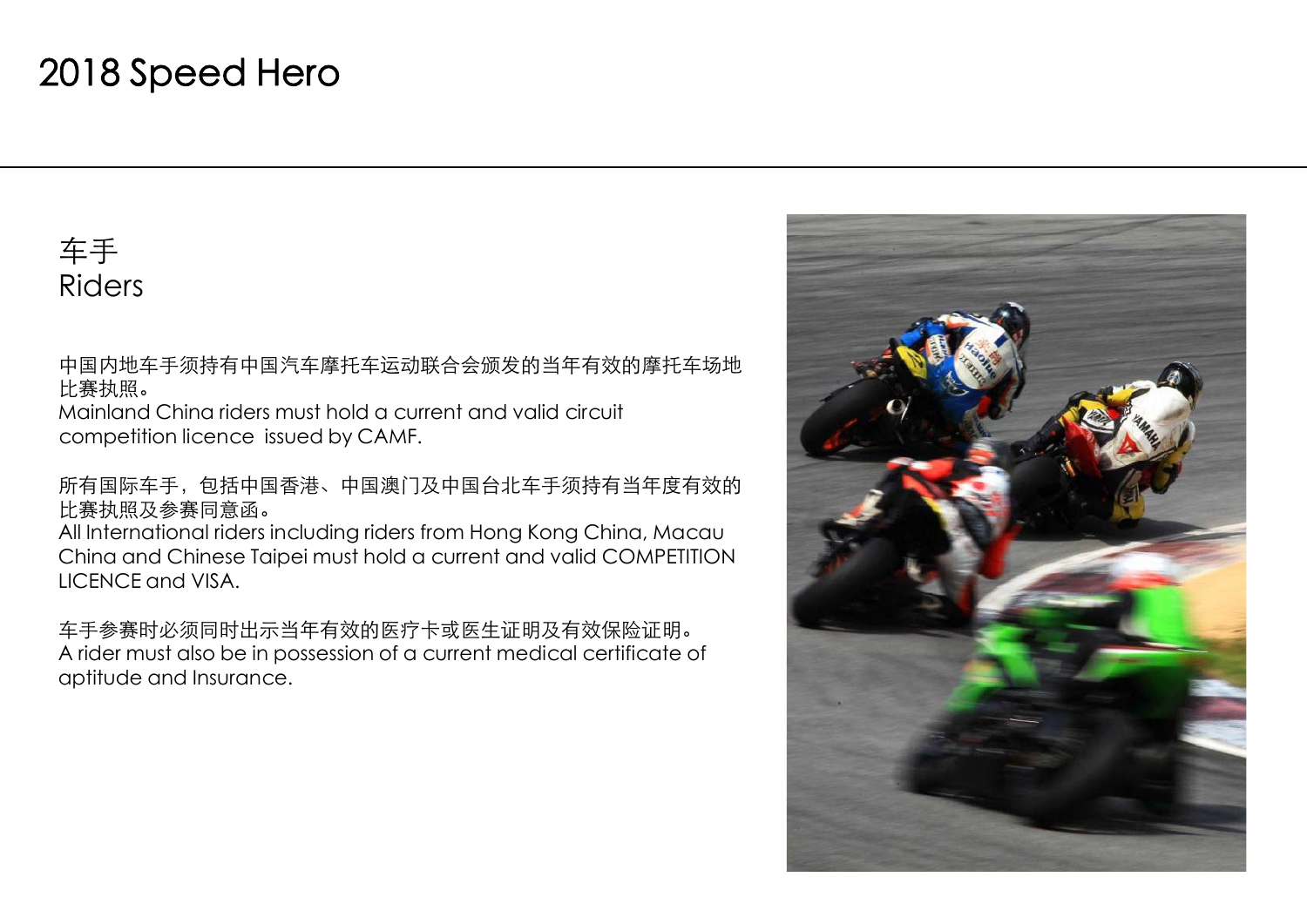# 2018 Speed Hero

## 车手
## Riders

中国内地车手须持有中国汽车摩托车运动联合会颁发的当年有效的摩托车场地比赛执照。
Mainland China riders must hold a current and valid circuit competition licence issued by CAMF.

所有国际车手，包括中国香港、中国澳门及中国台北车手须持有当年度有效的比赛执照及参赛同意函。
All International riders including riders from Hong Kong China, Macau China and Chinese Taipei must hold a current and valid COMPETITION LICENCE and VISA.

车手参赛时必须同时出示当年有效的医疗卡或医生证明及有效保险证明。
A rider must also be in possession of a current medical certificate of aptitude and Insurance.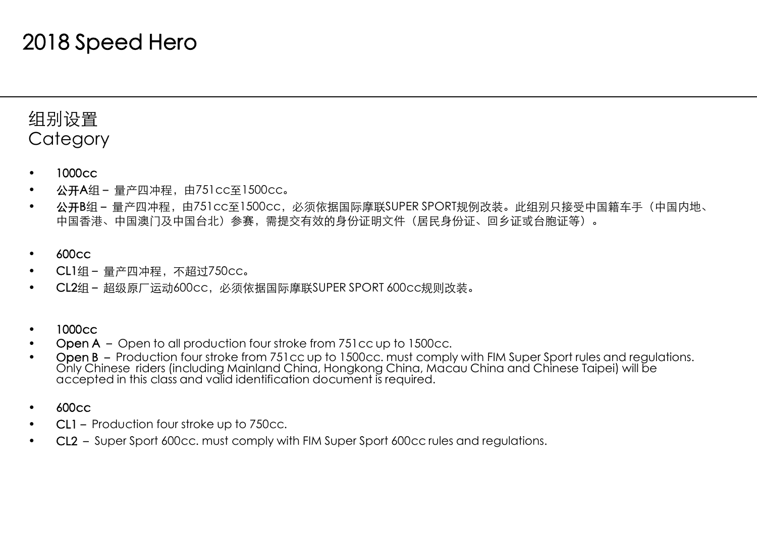# 2018 Speed Hero

## 组别设置
## Category

- 1000cc
- **公开A**组 – 量产四冲程，由751cc至1500cc。
- **公开B**组 – 量产四冲程，由751cc至1500cc，必须依据国际摩联SUPER SPORT规例改装。此组别只接受中国籍车手（中国内地、中国香港、中国澳门及中国台北）参赛，需提交有效的身份证明文件（居民身份证、回乡证或台胞证等）。

- 600cc
- **CL1**组 – 量产四冲程，不超过750cc。
- **CL2**组 – 超级原厂运动600cc，必须依据国际摩联SUPER SPORT 600cc规则改装。

- 1000cc
- **Open A** – Open to all production four stroke from 751cc up to 1500cc.
- **Open B** – Production four stroke from 751cc up to 1500cc. must comply with FIM Super Sport rules and regulations. Only Chinese riders (including Mainland China, Hongkong China, Macau China and Chinese Taipei) will be accepted in this class and valid identification document is required.

- 600cc
- **CL1** – Production four stroke up to 750cc.
- **CL2** – Super Sport 600cc. must comply with FIM Super Sport 600cc rules and regulations.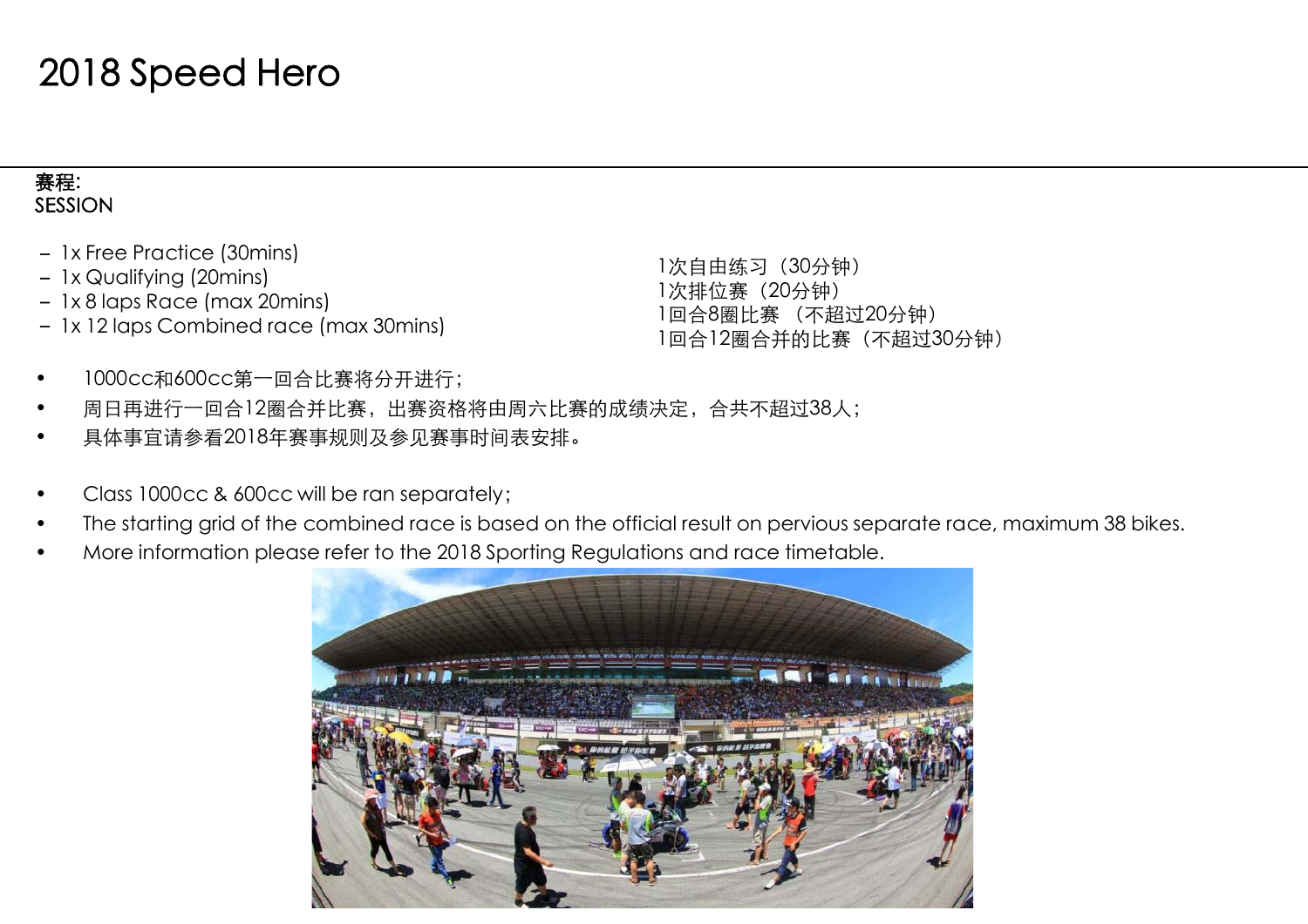# 2018 Speed Hero

**赛程:**
SESSION

- 1x Free Practice (30mins)
- 1x Qualifying (20mins)
- 1x 8 laps Race (max 20mins)
- 1x 12 laps Combined race (max 30mins)

1次自由练习（30分钟）
1次排位赛（20分钟）
1回合8圈比赛 （不超过20分钟）
1回合12圈合并的比赛（不超过30分钟）

- 1000cc和600cc第一回合比赛将分开进行；
- 周日再进行一回合12圈合并比赛，出赛资格将由周六比赛的成绩决定，合共不超过38人；
- 具体事宜请参看2018年赛事规则及参见赛事时间表安排。

- Class 1000cc & 600cc will be ran separately;
- The starting grid of the combined race is based on the official result on pervious separate race, maximum 38 bikes.
- More information please refer to the 2018 Sporting Regulations and race timetable.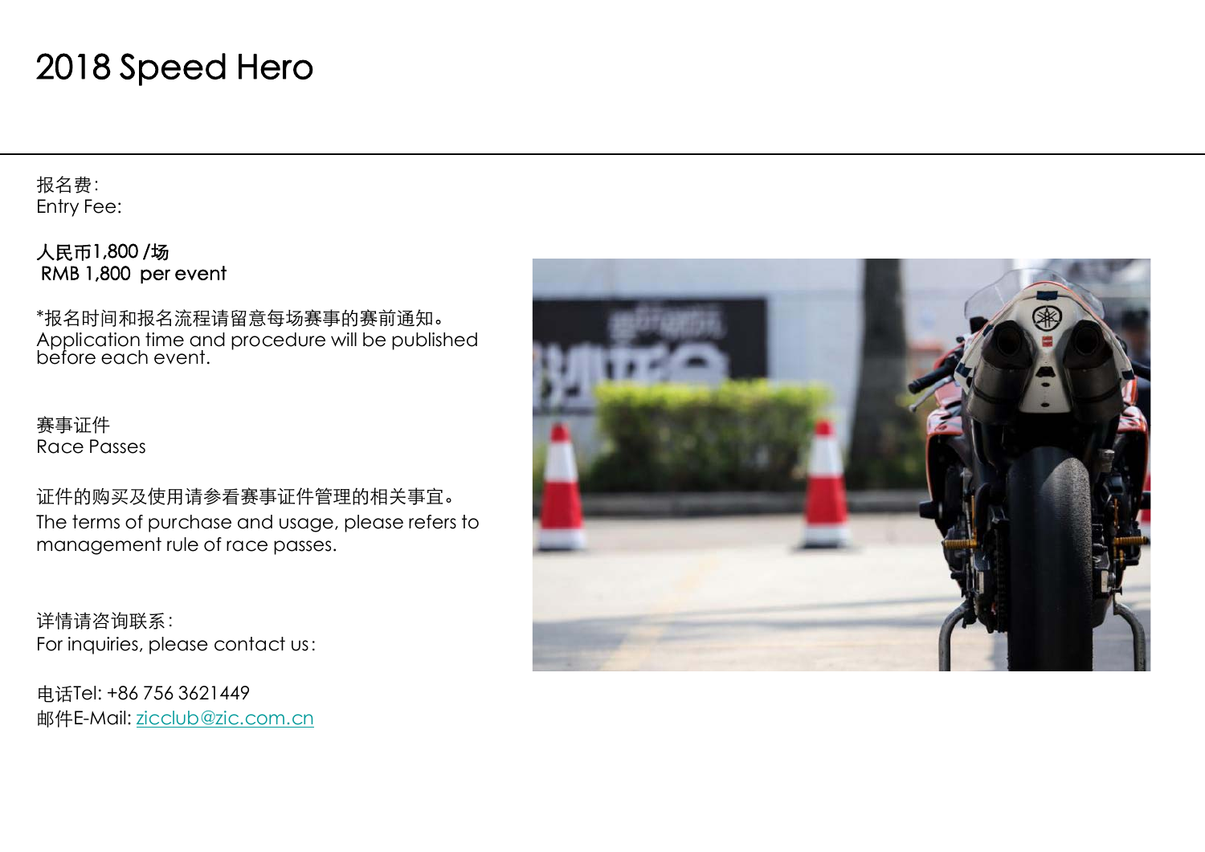# 2018 Speed Hero

报名费：
Entry Fee:

**人民币1,800 /场**
**RMB 1,800 per event**

*报名时间和报名流程请留意每场赛事的赛前通知。
Application time and procedure will be published before each event.

赛事证件
Race Passes

证件的购买及使用请参看赛事证件管理的相关事宜。
The terms of purchase and usage, please refers to management rule of race passes.

详情请咨询联系：
For inquiries, please contact us：

电话Tel: +86 756 3621449
邮件E-Mail: zicclub@zic.com.cn